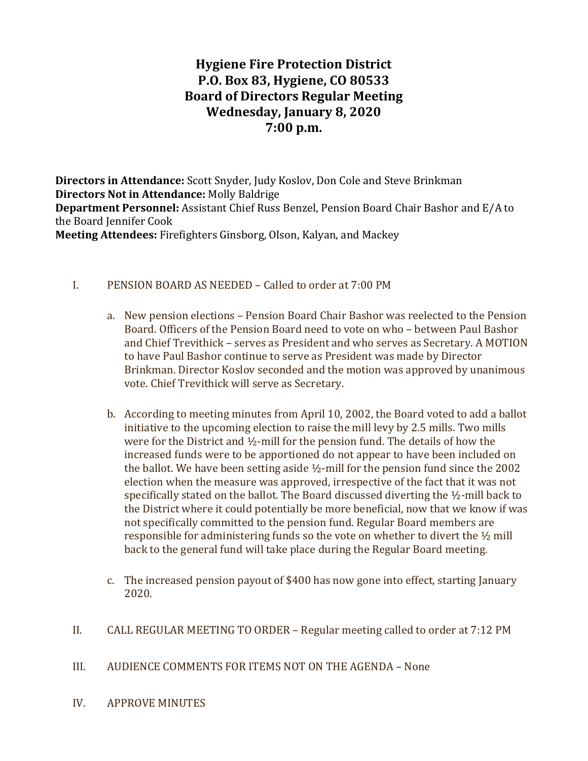# Hygiene Fire Protection District
## P.O. Box 83, Hygiene, CO 80533
## Board of Directors Regular Meeting
## Wednesday, January 8, 2020
## 7:00 p.m.

**Directors in Attendance:** Scott Snyder, Judy Koslov, Don Cole and Steve Brinkman
**Directors Not in Attendance:** Molly Baldrige
**Department Personnel:** Assistant Chief Russ Benzel, Pension Board Chair Bashor and E/A to the Board Jennifer Cook
**Meeting Attendees:** Firefighters Ginsborg, Olson, Kalyan, and Mackey

I. PENSION BOARD AS NEEDED – Called to order at 7:00 PM

   a. New pension elections – Pension Board Chair Bashor was reelected to the Pension Board. Officers of the Pension Board need to vote on who – between Paul Bashor and Chief Trevithick – serves as President and who serves as Secretary. A MOTION to have Paul Bashor continue to serve as President was made by Director Brinkman. Director Koslov seconded and the motion was approved by unanimous vote. Chief Trevithick will serve as Secretary.

   b. According to meeting minutes from April 10, 2002, the Board voted to add a ballot initiative to the upcoming election to raise the mill levy by 2.5 mills. Two mills were for the District and ½-mill for the pension fund. The details of how the increased funds were to be apportioned do not appear to have been included on the ballot. We have been setting aside ½-mill for the pension fund since the 2002 election when the measure was approved, irrespective of the fact that it was not specifically stated on the ballot. The Board discussed diverting the ½-mill back to the District where it could potentially be more beneficial, now that we know if was not specifically committed to the pension fund. Regular Board members are responsible for administering funds so the vote on whether to divert the ½ mill back to the general fund will take place during the Regular Board meeting.

   c. The increased pension payout of $400 has now gone into effect, starting January 2020.

II. CALL REGULAR MEETING TO ORDER – Regular meeting called to order at 7:12 PM

III. AUDIENCE COMMENTS FOR ITEMS NOT ON THE AGENDA – None

IV. APPROVE MINUTES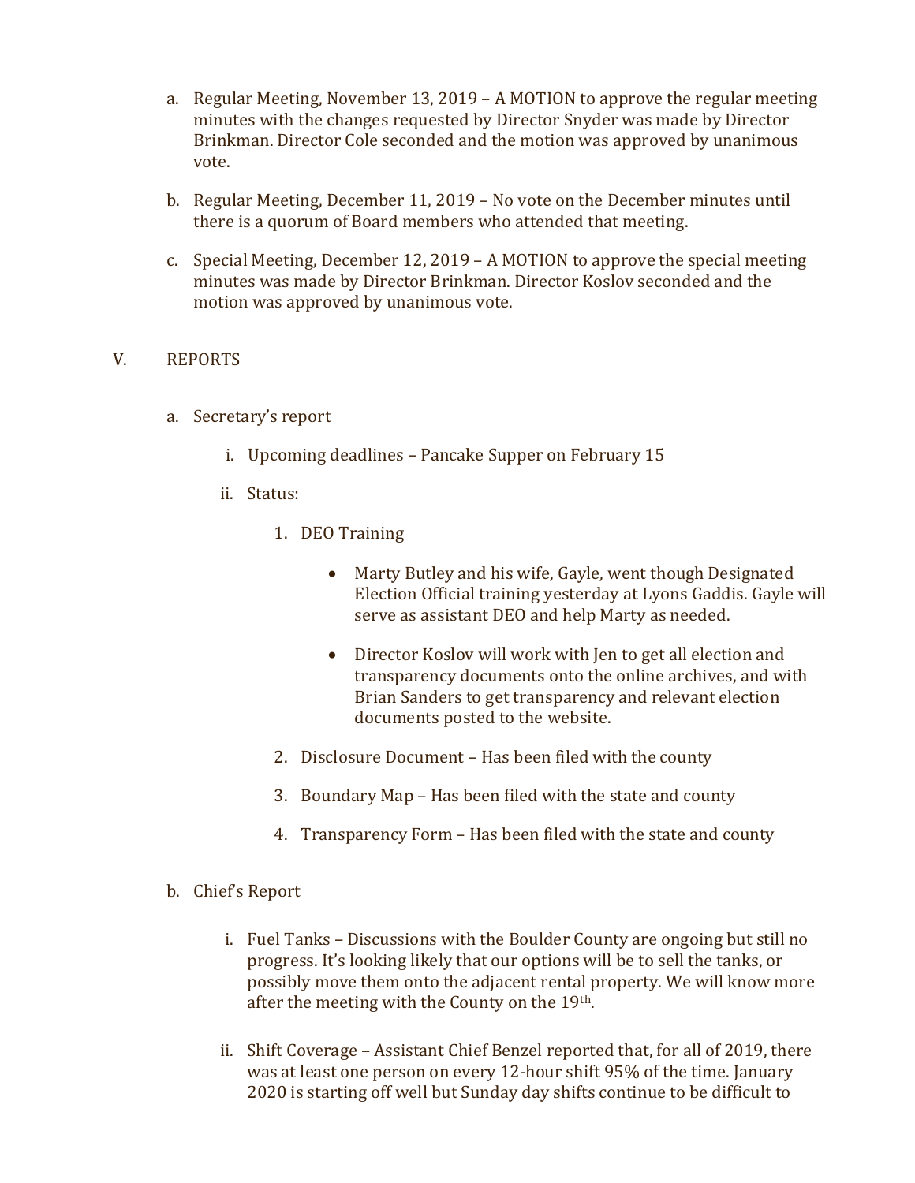a. Regular Meeting, November 13, 2019 – A MOTION to approve the regular meeting minutes with the changes requested by Director Snyder was made by Director Brinkman. Director Cole seconded and the motion was approved by unanimous vote.

b. Regular Meeting, December 11, 2019 – No vote on the December minutes until there is a quorum of Board members who attended that meeting.

c. Special Meeting, December 12, 2019 – A MOTION to approve the special meeting minutes was made by Director Brinkman. Director Koslov seconded and the motion was approved by unanimous vote.

## V. REPORTS

a. Secretary's report

  i. Upcoming deadlines – Pancake Supper on February 15

  ii. Status:

    1. DEO Training

      - Marty Butley and his wife, Gayle, went though Designated Election Official training yesterday at Lyons Gaddis. Gayle will serve as assistant DEO and help Marty as needed.

      - Director Koslov will work with Jen to get all election and transparency documents onto the online archives, and with Brian Sanders to get transparency and relevant election documents posted to the website.

    2. Disclosure Document – Has been filed with the county

    3. Boundary Map – Has been filed with the state and county

    4. Transparency Form – Has been filed with the state and county

b. Chief's Report

  i. Fuel Tanks – Discussions with the Boulder County are ongoing but still no progress. It's looking likely that our options will be to sell the tanks, or possibly move them onto the adjacent rental property. We will know more after the meeting with the County on the 19th.

  ii. Shift Coverage – Assistant Chief Benzel reported that, for all of 2019, there was at least one person on every 12-hour shift 95% of the time. January 2020 is starting off well but Sunday day shifts continue to be difficult to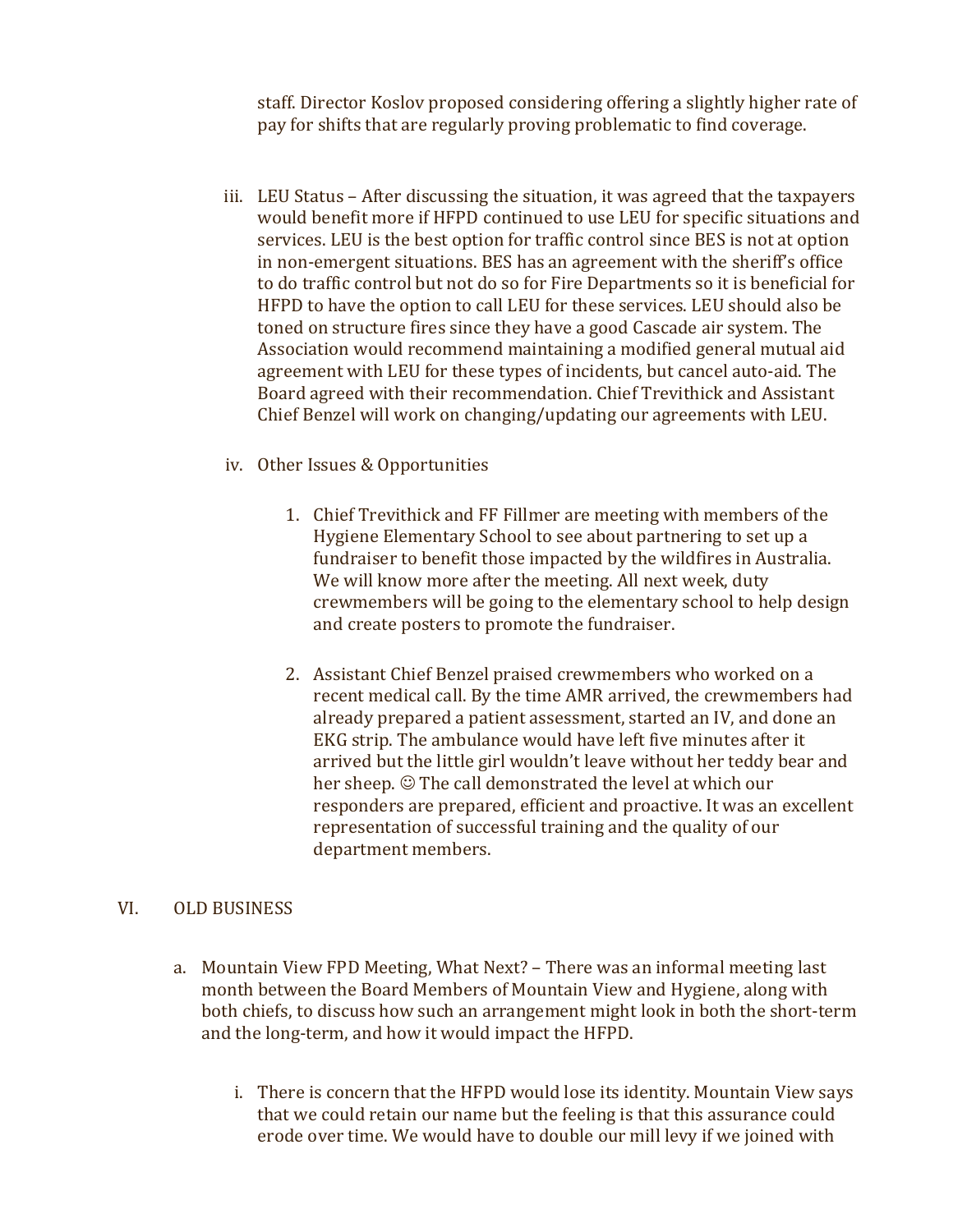staff. Director Koslov proposed considering offering a slightly higher rate of pay for shifts that are regularly proving problematic to find coverage.

iii. LEU Status – After discussing the situation, it was agreed that the taxpayers would benefit more if HFPD continued to use LEU for specific situations and services. LEU is the best option for traffic control since BES is not at option in non-emergent situations. BES has an agreement with the sheriff's office to do traffic control but not do so for Fire Departments so it is beneficial for HFPD to have the option to call LEU for these services. LEU should also be toned on structure fires since they have a good Cascade air system. The Association would recommend maintaining a modified general mutual aid agreement with LEU for these types of incidents, but cancel auto-aid. The Board agreed with their recommendation. Chief Trevithick and Assistant Chief Benzel will work on changing/updating our agreements with LEU.

iv. Other Issues & Opportunities

1. Chief Trevithick and FF Fillmer are meeting with members of the Hygiene Elementary School to see about partnering to set up a fundraiser to benefit those impacted by the wildfires in Australia. We will know more after the meeting. All next week, duty crewmembers will be going to the elementary school to help design and create posters to promote the fundraiser.

2. Assistant Chief Benzel praised crewmembers who worked on a recent medical call. By the time AMR arrived, the crewmembers had already prepared a patient assessment, started an IV, and done an EKG strip. The ambulance would have left five minutes after it arrived but the little girl wouldn't leave without her teddy bear and her sheep. ☺ The call demonstrated the level at which our responders are prepared, efficient and proactive. It was an excellent representation of successful training and the quality of our department members.

VI. OLD BUSINESS

a. Mountain View FPD Meeting, What Next? – There was an informal meeting last month between the Board Members of Mountain View and Hygiene, along with both chiefs, to discuss how such an arrangement might look in both the short-term and the long-term, and how it would impact the HFPD.

i. There is concern that the HFPD would lose its identity. Mountain View says that we could retain our name but the feeling is that this assurance could erode over time. We would have to double our mill levy if we joined with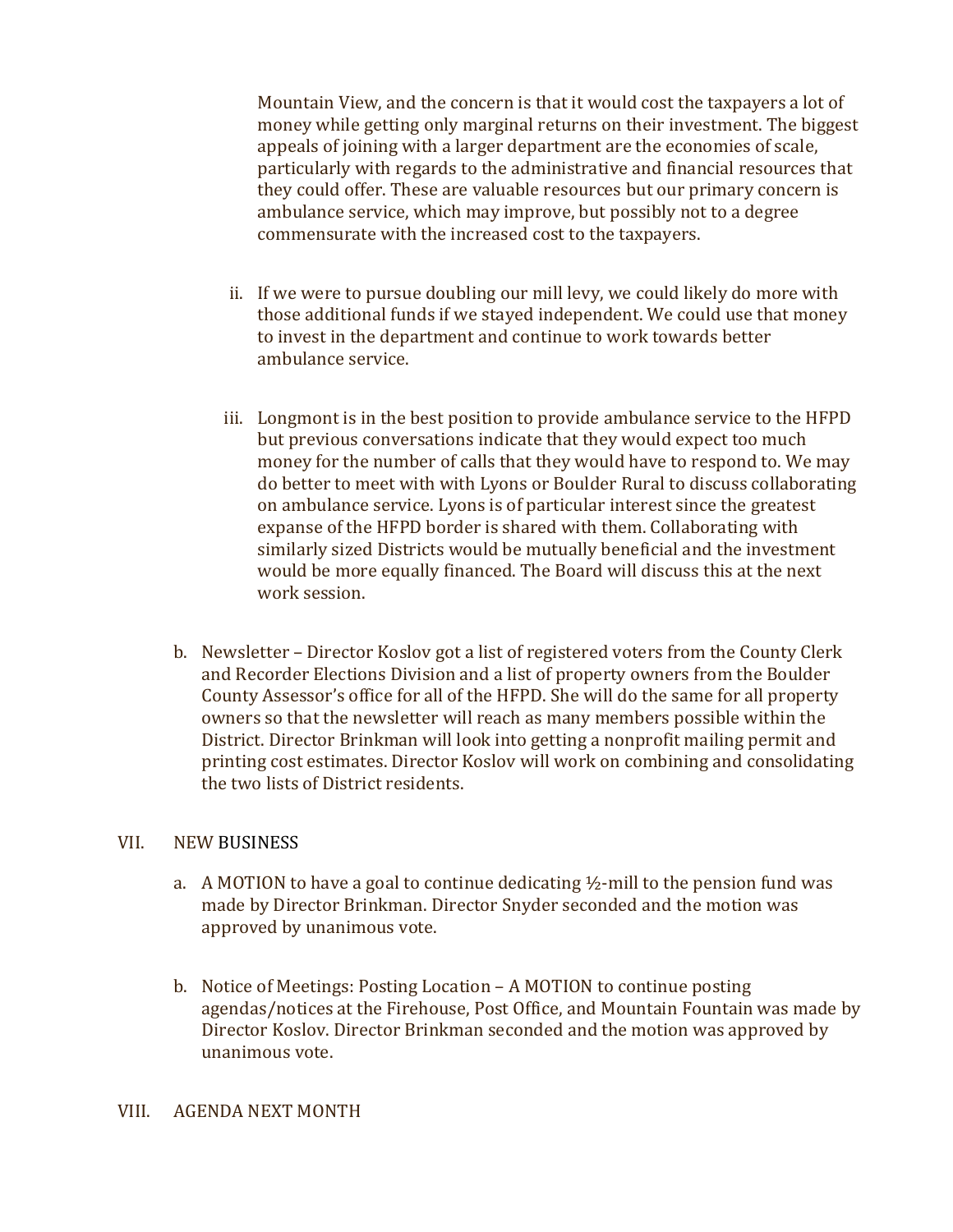Mountain View, and the concern is that it would cost the taxpayers a lot of money while getting only marginal returns on their investment. The biggest appeals of joining with a larger department are the economies of scale, particularly with regards to the administrative and financial resources that they could offer. These are valuable resources but our primary concern is ambulance service, which may improve, but possibly not to a degree commensurate with the increased cost to the taxpayers.

ii. If we were to pursue doubling our mill levy, we could likely do more with those additional funds if we stayed independent. We could use that money to invest in the department and continue to work towards better ambulance service.

iii. Longmont is in the best position to provide ambulance service to the HFPD but previous conversations indicate that they would expect too much money for the number of calls that they would have to respond to. We may do better to meet with with Lyons or Boulder Rural to discuss collaborating on ambulance service. Lyons is of particular interest since the greatest expanse of the HFPD border is shared with them. Collaborating with similarly sized Districts would be mutually beneficial and the investment would be more equally financed. The Board will discuss this at the next work session.

b. Newsletter – Director Koslov got a list of registered voters from the County Clerk and Recorder Elections Division and a list of property owners from the Boulder County Assessor's office for all of the HFPD. She will do the same for all property owners so that the newsletter will reach as many members possible within the District. Director Brinkman will look into getting a nonprofit mailing permit and printing cost estimates. Director Koslov will work on combining and consolidating the two lists of District residents.

VII. NEW BUSINESS

a. A MOTION to have a goal to continue dedicating ½-mill to the pension fund was made by Director Brinkman. Director Snyder seconded and the motion was approved by unanimous vote.

b. Notice of Meetings: Posting Location – A MOTION to continue posting agendas/notices at the Firehouse, Post Office, and Mountain Fountain was made by Director Koslov. Director Brinkman seconded and the motion was approved by unanimous vote.

VIII. AGENDA NEXT MONTH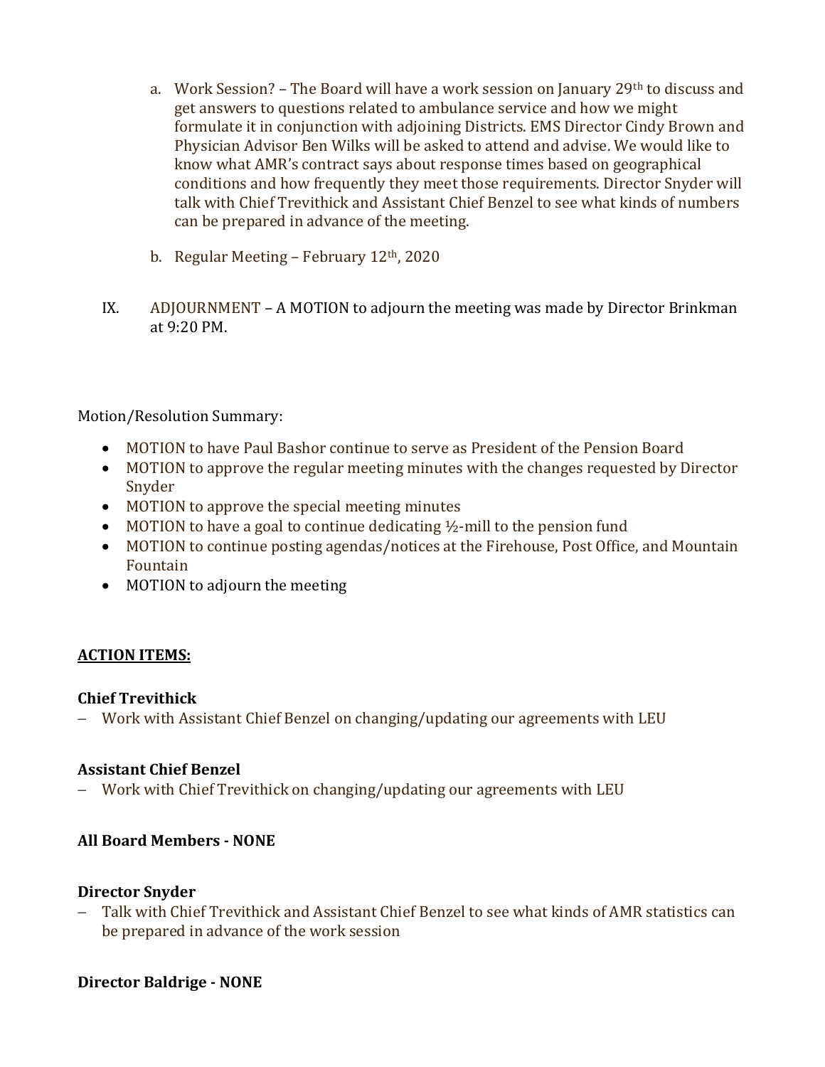a. Work Session? – The Board will have a work session on January 29th to discuss and get answers to questions related to ambulance service and how we might formulate it in conjunction with adjoining Districts. EMS Director Cindy Brown and Physician Advisor Ben Wilks will be asked to attend and advise. We would like to know what AMR's contract says about response times based on geographical conditions and how frequently they meet those requirements. Director Snyder will talk with Chief Trevithick and Assistant Chief Benzel to see what kinds of numbers can be prepared in advance of the meeting.

b. Regular Meeting – February 12th, 2020

IX. ADJOURNMENT – A MOTION to adjourn the meeting was made by Director Brinkman at 9:20 PM.

Motion/Resolution Summary:

- MOTION to have Paul Bashor continue to serve as President of the Pension Board
- MOTION to approve the regular meeting minutes with the changes requested by Director Snyder
- MOTION to approve the special meeting minutes
- MOTION to have a goal to continue dedicating ½-mill to the pension fund
- MOTION to continue posting agendas/notices at the Firehouse, Post Office, and Mountain Fountain
- MOTION to adjourn the meeting

**ACTION ITEMS:**

**Chief Trevithick**

– Work with Assistant Chief Benzel on changing/updating our agreements with LEU

**Assistant Chief Benzel**

– Work with Chief Trevithick on changing/updating our agreements with LEU

**All Board Members - NONE**

**Director Snyder**

– Talk with Chief Trevithick and Assistant Chief Benzel to see what kinds of AMR statistics can be prepared in advance of the work session

**Director Baldrige - NONE**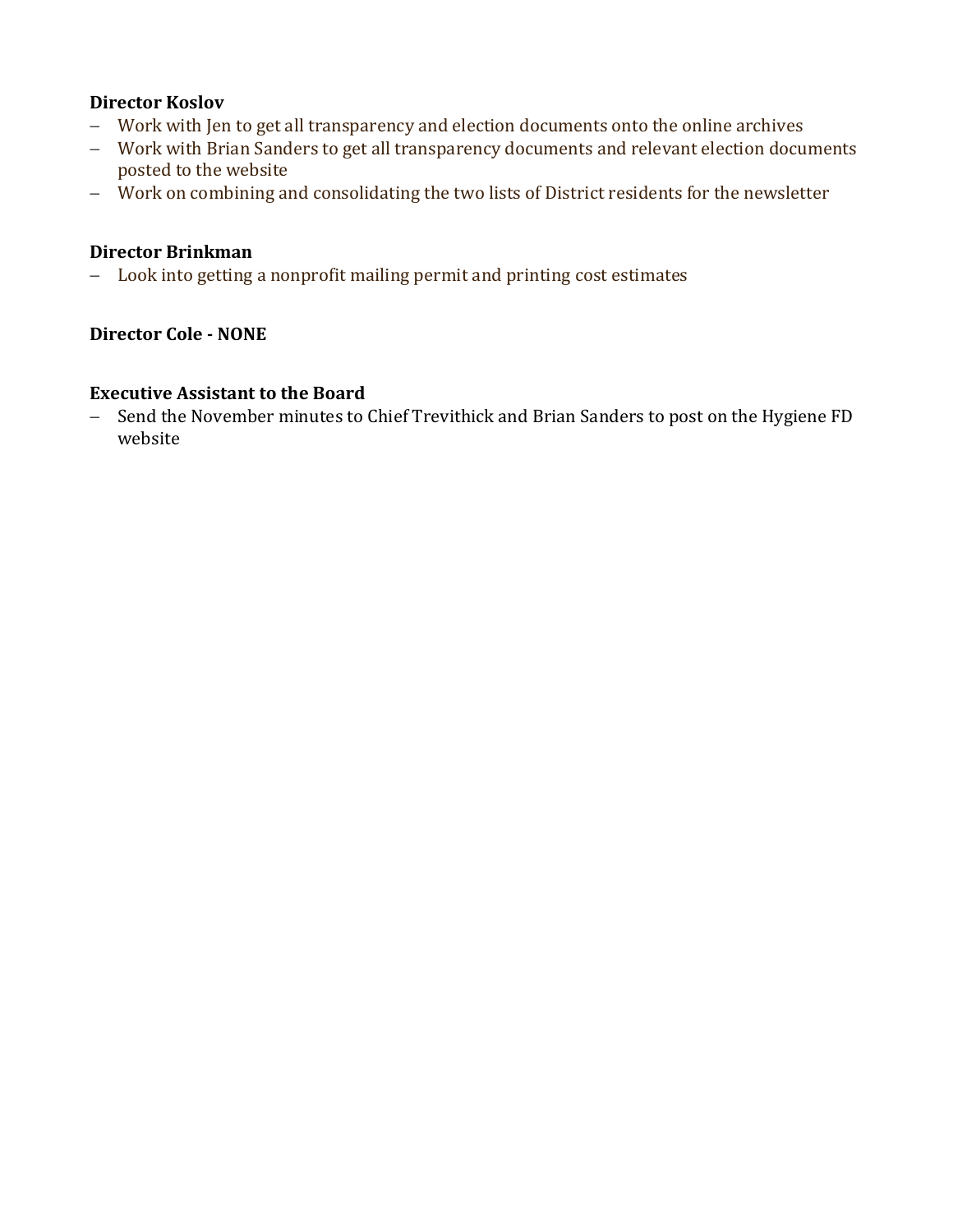**Director Koslov**

- Work with Jen to get all transparency and election documents onto the online archives
- Work with Brian Sanders to get all transparency documents and relevant election documents posted to the website
- Work on combining and consolidating the two lists of District residents for the newsletter

**Director Brinkman**

- Look into getting a nonprofit mailing permit and printing cost estimates

**Director Cole - NONE**

**Executive Assistant to the Board**

- Send the November minutes to Chief Trevithick and Brian Sanders to post on the Hygiene FD website